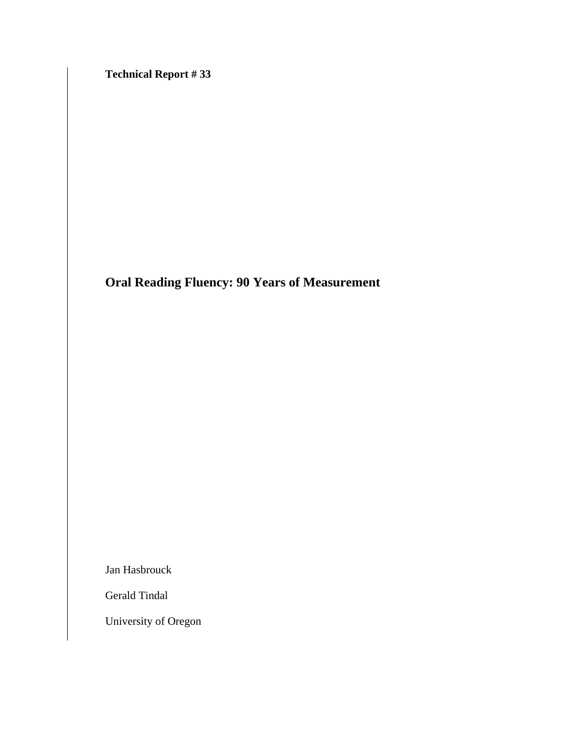**Technical Report # 33**

# Oral Reading Fluency: 90 Years of Measurement

Jan Hasbrouck

Gerald Tindal

University of Oregon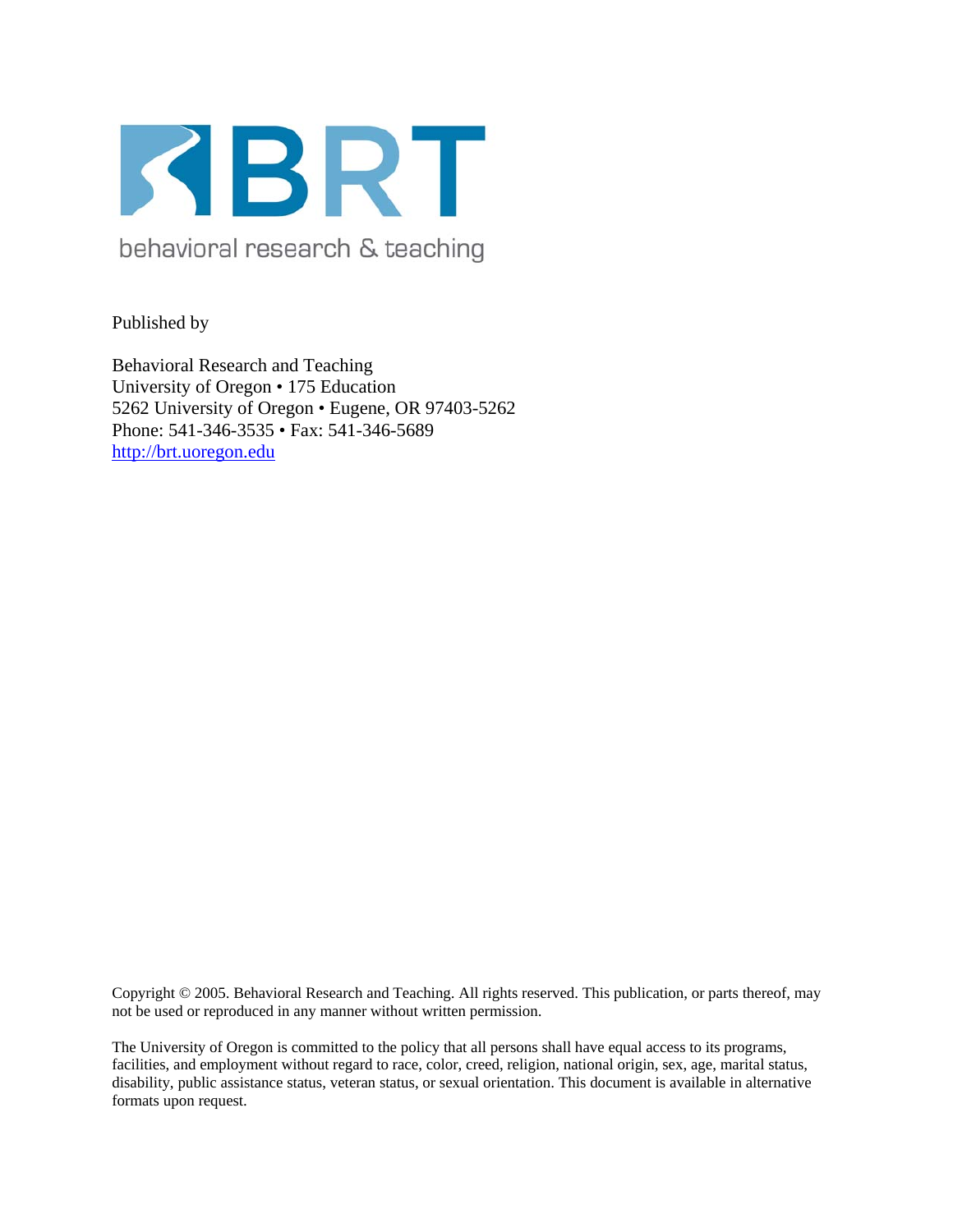BRT

behavioral research & teaching

Published by

Behavioral Research and Teaching
University of Oregon • 175 Education
5262 University of Oregon • Eugene, OR 97403-5262
Phone: 541-346-3535 • Fax: 541-346-5689
http://brt.uoregon.edu

Copyright © 2005. Behavioral Research and Teaching. All rights reserved. This publication, or parts thereof, may not be used or reproduced in any manner without written permission.

The University of Oregon is committed to the policy that all persons shall have equal access to its programs, facilities, and employment without regard to race, color, creed, religion, national origin, sex, age, marital status, disability, public assistance status, veteran status, or sexual orientation. This document is available in alternative formats upon request.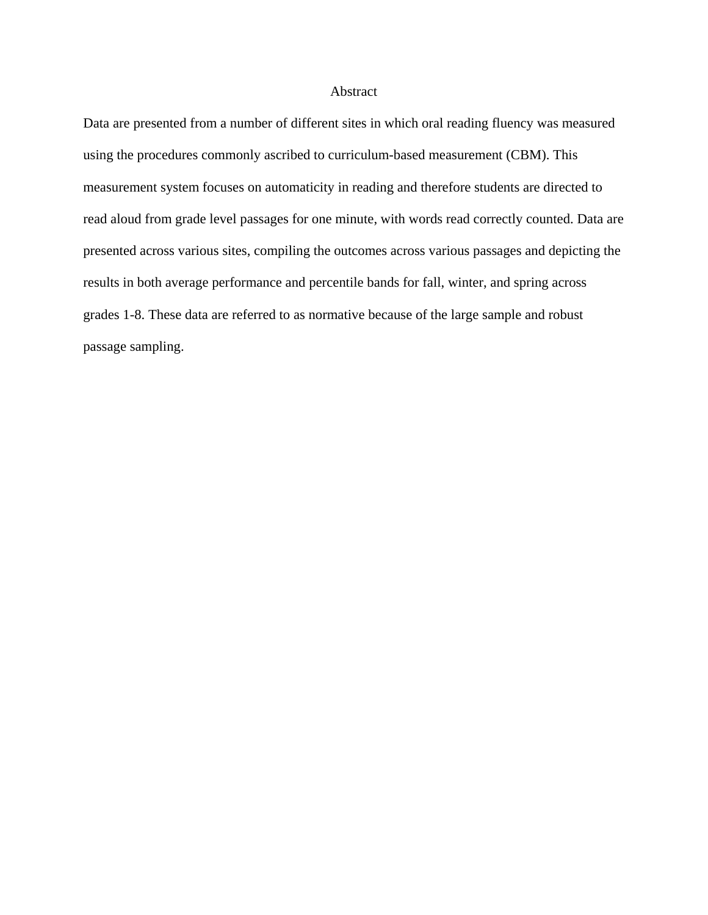# Abstract

Data are presented from a number of different sites in which oral reading fluency was measured using the procedures commonly ascribed to curriculum-based measurement (CBM). This measurement system focuses on automaticity in reading and therefore students are directed to read aloud from grade level passages for one minute, with words read correctly counted. Data are presented across various sites, compiling the outcomes across various passages and depicting the results in both average performance and percentile bands for fall, winter, and spring across grades 1-8. These data are referred to as normative because of the large sample and robust passage sampling.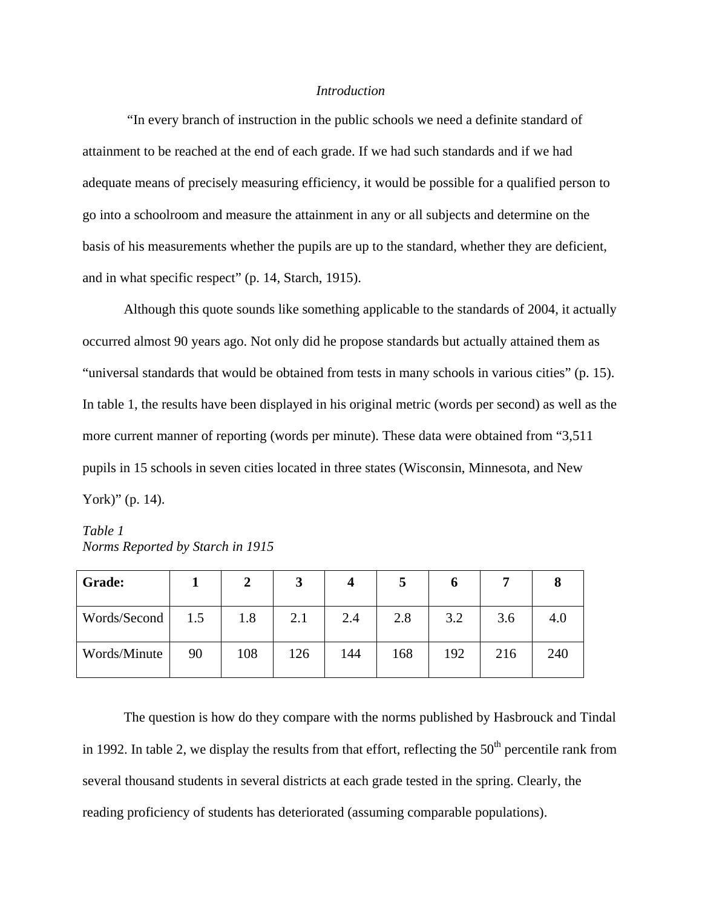*Introduction*

"In every branch of instruction in the public schools we need a definite standard of attainment to be reached at the end of each grade. If we had such standards and if we had adequate means of precisely measuring efficiency, it would be possible for a qualified person to go into a schoolroom and measure the attainment in any or all subjects and determine on the basis of his measurements whether the pupils are up to the standard, whether they are deficient, and in what specific respect" (p. 14, Starch, 1915).

Although this quote sounds like something applicable to the standards of 2004, it actually occurred almost 90 years ago. Not only did he propose standards but actually attained them as "universal standards that would be obtained from tests in many schools in various cities" (p. 15). In table 1, the results have been displayed in his original metric (words per second) as well as the more current manner of reporting (words per minute). These data were obtained from "3,511 pupils in 15 schools in seven cities located in three states (Wisconsin, Minnesota, and New York)" (p. 14).

*Table 1*
*Norms Reported by Starch in 1915*

| **Grade:** | **1** | **2** | **3** | **4** | **5** | **6** | **7** | **8** |
|---|---|---|---|---|---|---|---|---|
| Words/Second | 1.5 | 1.8 | 2.1 | 2.4 | 2.8 | 3.2 | 3.6 | 4.0 |
| Words/Minute | 90 | 108 | 126 | 144 | 168 | 192 | 216 | 240 |

The question is how do they compare with the norms published by Hasbrouck and Tindal in 1992. In table 2, we display the results from that effort, reflecting the 50th percentile rank from several thousand students in several districts at each grade tested in the spring. Clearly, the reading proficiency of students has deteriorated (assuming comparable populations).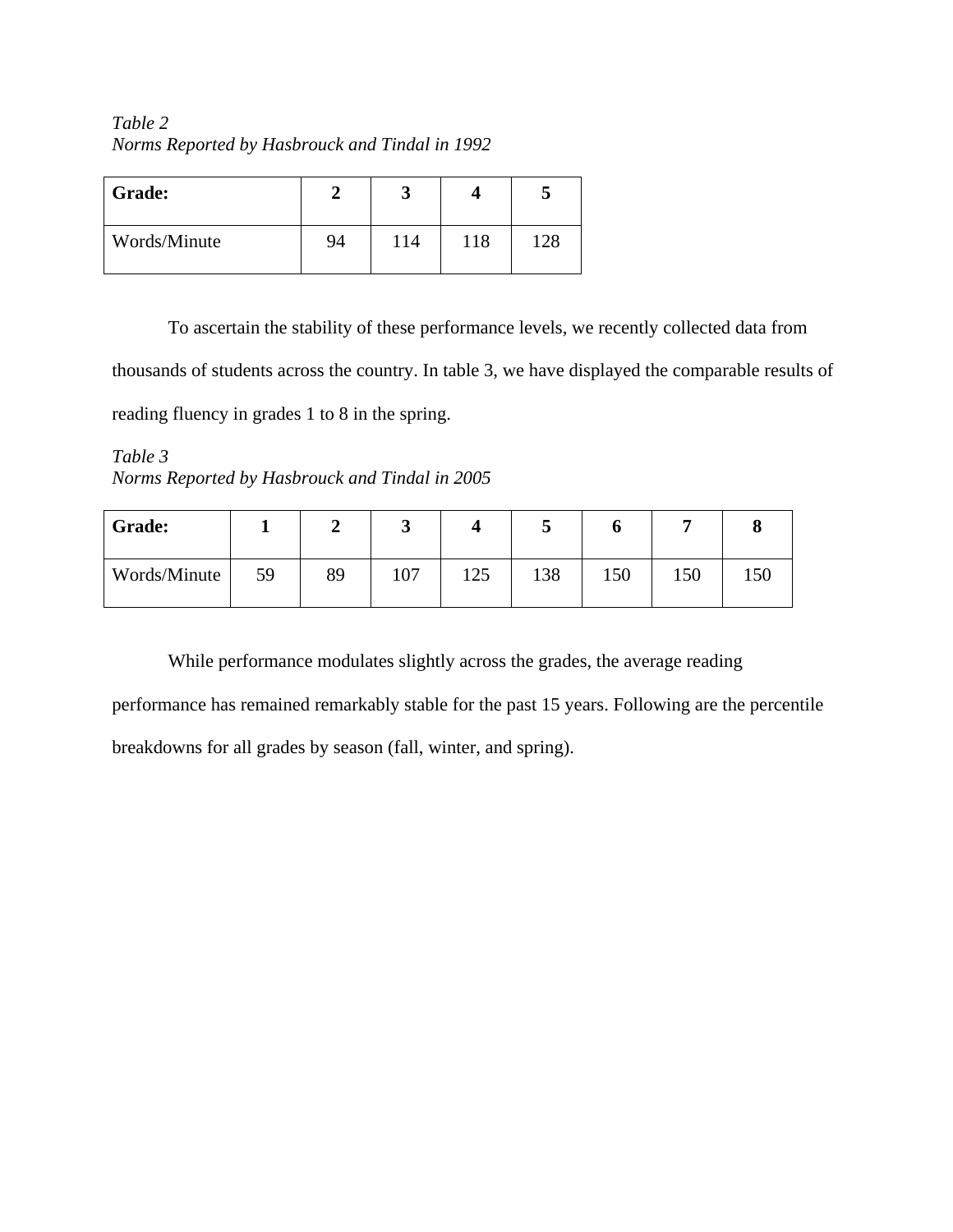*Table 2*
*Norms Reported by Hasbrouck and Tindal in 1992*

| **Grade:** | **2** | **3** | **4** | **5** |
|---|---|---|---|---|
| Words/Minute | 94 | 114 | 118 | 128 |

To ascertain the stability of these performance levels, we recently collected data from thousands of students across the country. In table 3, we have displayed the comparable results of reading fluency in grades 1 to 8 in the spring.

*Table 3*
*Norms Reported by Hasbrouck and Tindal in 2005*

| **Grade:** | **1** | **2** | **3** | **4** | **5** | **6** | **7** | **8** |
|---|---|---|---|---|---|---|---|---|
| Words/Minute | 59 | 89 | 107 | 125 | 138 | 150 | 150 | 150 |

While performance modulates slightly across the grades, the average reading performance has remained remarkably stable for the past 15 years. Following are the percentile breakdowns for all grades by season (fall, winter, and spring).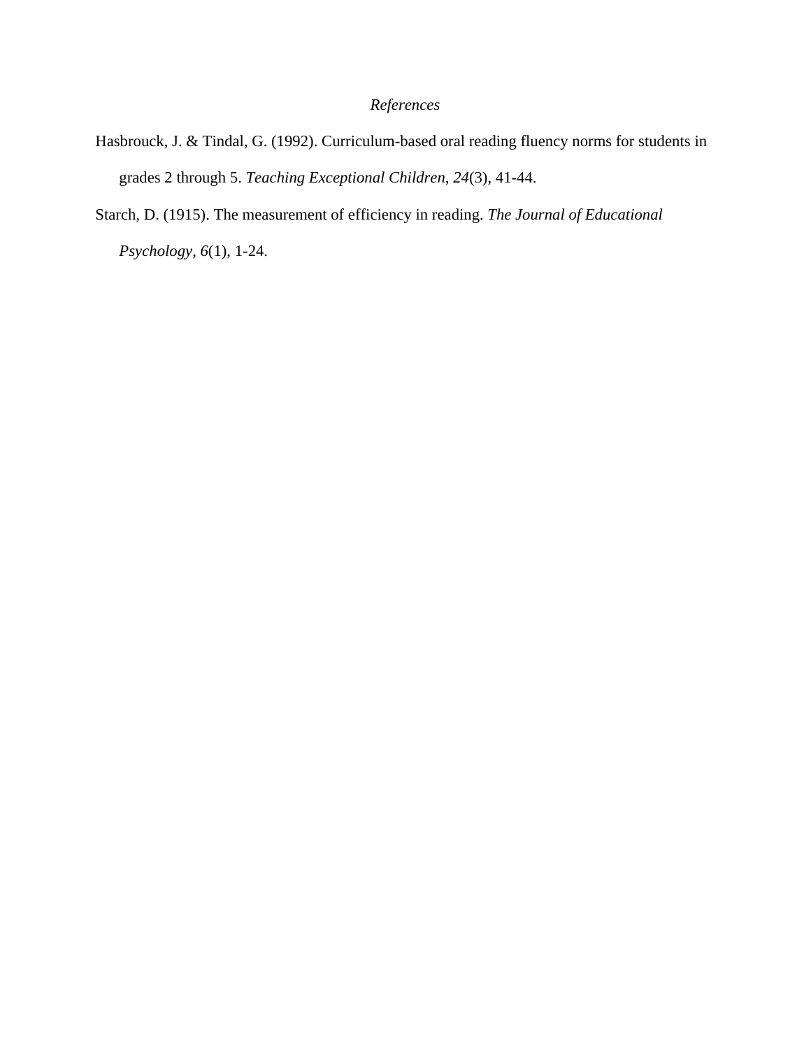# *References*

Hasbrouck, J. & Tindal, G. (1992). Curriculum-based oral reading fluency norms for students in grades 2 through 5. *Teaching Exceptional Children*, *24*(3), 41-44.

Starch, D. (1915). The measurement of efficiency in reading. *The Journal of Educational Psychology*, *6*(1), 1-24.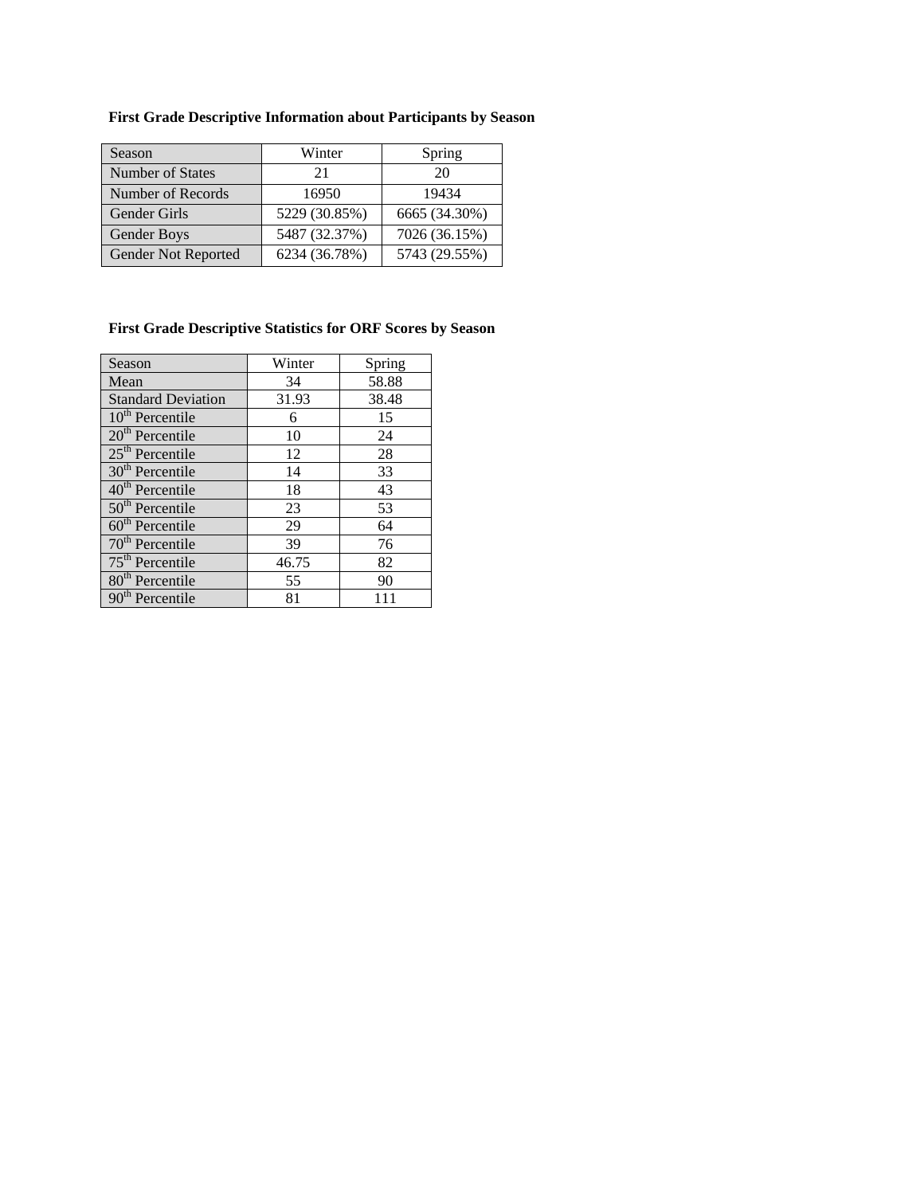**First Grade Descriptive Information about Participants by Season**

| Season | Winter | Spring |
| --- | --- | --- |
| Number of States | 21 | 20 |
| Number of Records | 16950 | 19434 |
| Gender Girls | 5229 (30.85%) | 6665 (34.30%) |
| Gender Boys | 5487 (32.37%) | 7026 (36.15%) |
| Gender Not Reported | 6234 (36.78%) | 5743 (29.55%) |

**First Grade Descriptive Statistics for ORF Scores by Season**

| Season | Winter | Spring |
| --- | --- | --- |
| Mean | 34 | 58.88 |
| Standard Deviation | 31.93 | 38.48 |
| 10th Percentile | 6 | 15 |
| 20th Percentile | 10 | 24 |
| 25th Percentile | 12 | 28 |
| 30th Percentile | 14 | 33 |
| 40th Percentile | 18 | 43 |
| 50th Percentile | 23 | 53 |
| 60th Percentile | 29 | 64 |
| 70th Percentile | 39 | 76 |
| 75th Percentile | 46.75 | 82 |
| 80th Percentile | 55 | 90 |
| 90th Percentile | 81 | 111 |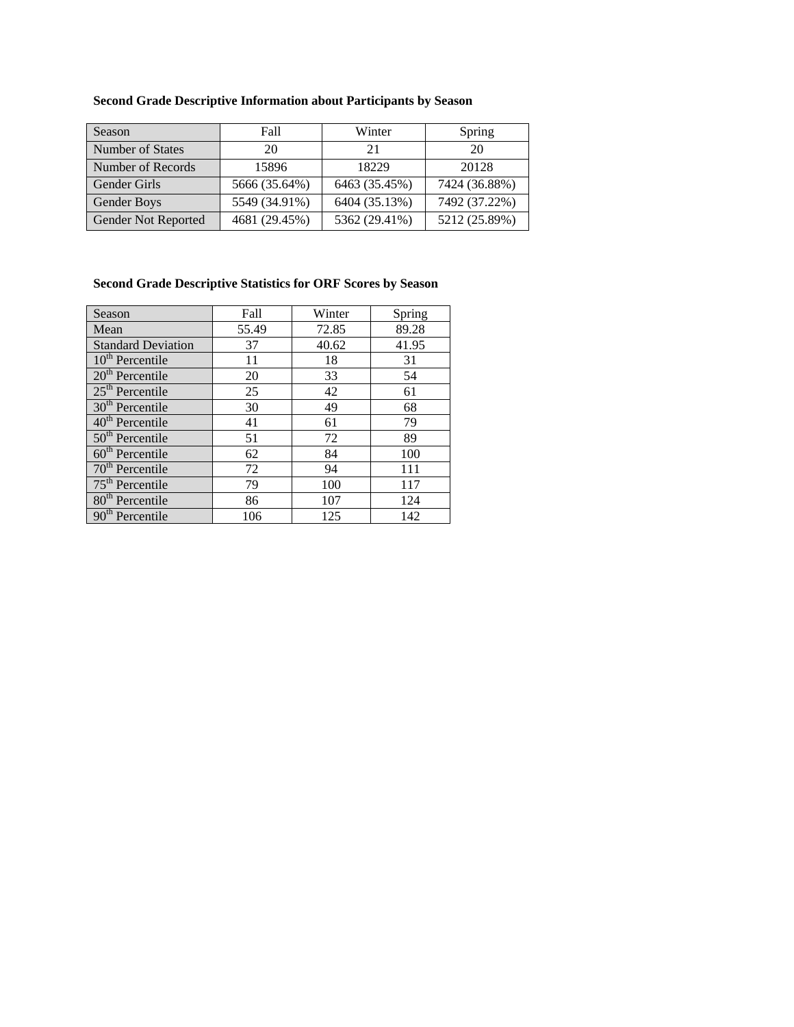**Second Grade Descriptive Information about Participants by Season**

| Season | Fall | Winter | Spring |
|---|---|---|---|
| Number of States | 20 | 21 | 20 |
| Number of Records | 15896 | 18229 | 20128 |
| Gender Girls | 5666 (35.64%) | 6463 (35.45%) | 7424 (36.88%) |
| Gender Boys | 5549 (34.91%) | 6404 (35.13%) | 7492 (37.22%) |
| Gender Not Reported | 4681 (29.45%) | 5362 (29.41%) | 5212 (25.89%) |

**Second Grade Descriptive Statistics for ORF Scores by Season**

| Season | Fall | Winter | Spring |
|---|---|---|---|
| Mean | 55.49 | 72.85 | 89.28 |
| Standard Deviation | 37 | 40.62 | 41.95 |
| 10th Percentile | 11 | 18 | 31 |
| 20th Percentile | 20 | 33 | 54 |
| 25th Percentile | 25 | 42 | 61 |
| 30th Percentile | 30 | 49 | 68 |
| 40th Percentile | 41 | 61 | 79 |
| 50th Percentile | 51 | 72 | 89 |
| 60th Percentile | 62 | 84 | 100 |
| 70th Percentile | 72 | 94 | 111 |
| 75th Percentile | 79 | 100 | 117 |
| 80th Percentile | 86 | 107 | 124 |
| 90th Percentile | 106 | 125 | 142 |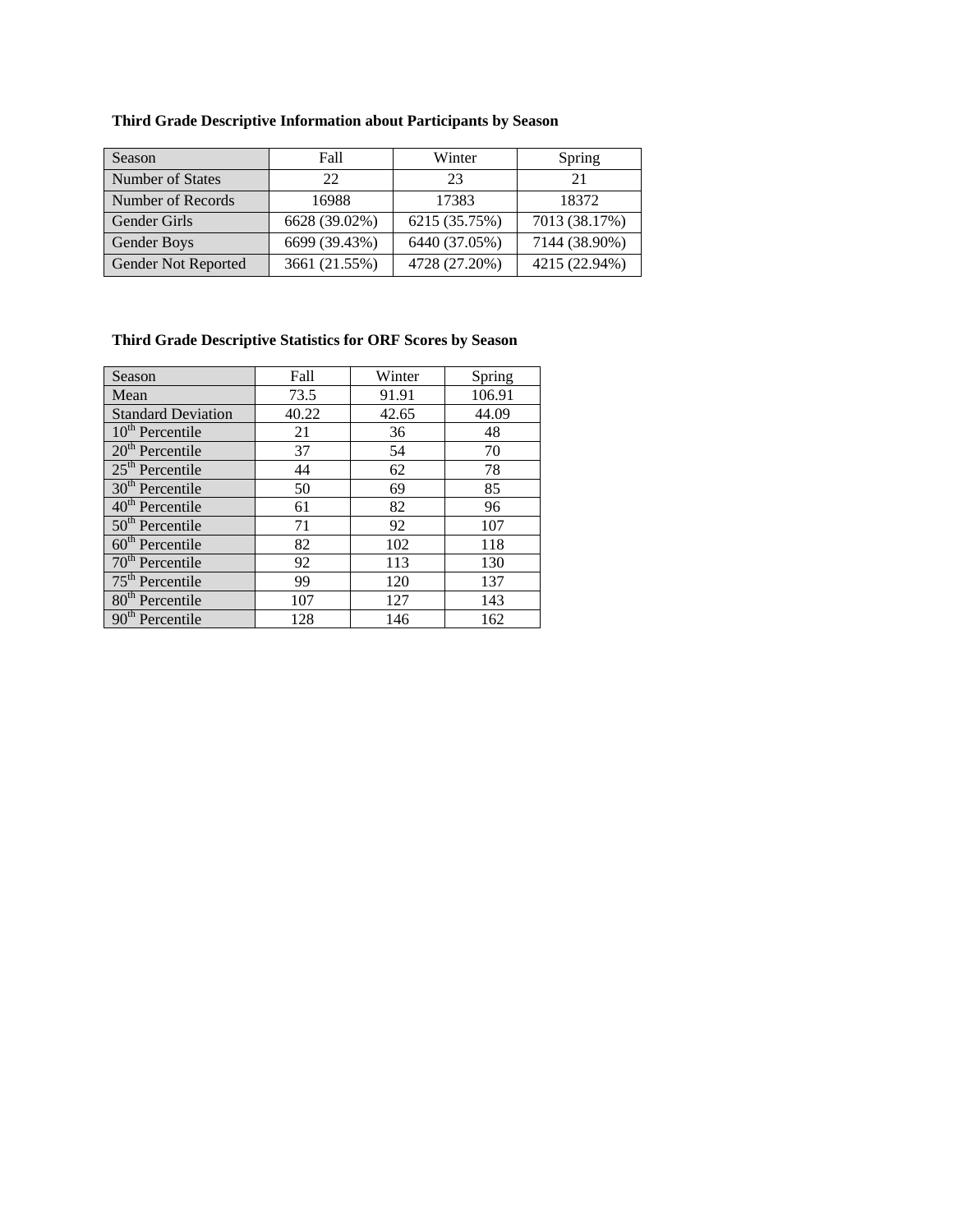**Third Grade Descriptive Information about Participants by Season**

| Season | Fall | Winter | Spring |
|---|---|---|---|
| Number of States | 22 | 23 | 21 |
| Number of Records | 16988 | 17383 | 18372 |
| Gender Girls | 6628 (39.02%) | 6215 (35.75%) | 7013 (38.17%) |
| Gender Boys | 6699 (39.43%) | 6440 (37.05%) | 7144 (38.90%) |
| Gender Not Reported | 3661 (21.55%) | 4728 (27.20%) | 4215 (22.94%) |

**Third Grade Descriptive Statistics for ORF Scores by Season**

| Season | Fall | Winter | Spring |
|---|---|---|---|
| Mean | 73.5 | 91.91 | 106.91 |
| Standard Deviation | 40.22 | 42.65 | 44.09 |
| 10th Percentile | 21 | 36 | 48 |
| 20th Percentile | 37 | 54 | 70 |
| 25th Percentile | 44 | 62 | 78 |
| 30th Percentile | 50 | 69 | 85 |
| 40th Percentile | 61 | 82 | 96 |
| 50th Percentile | 71 | 92 | 107 |
| 60th Percentile | 82 | 102 | 118 |
| 70th Percentile | 92 | 113 | 130 |
| 75th Percentile | 99 | 120 | 137 |
| 80th Percentile | 107 | 127 | 143 |
| 90th Percentile | 128 | 146 | 162 |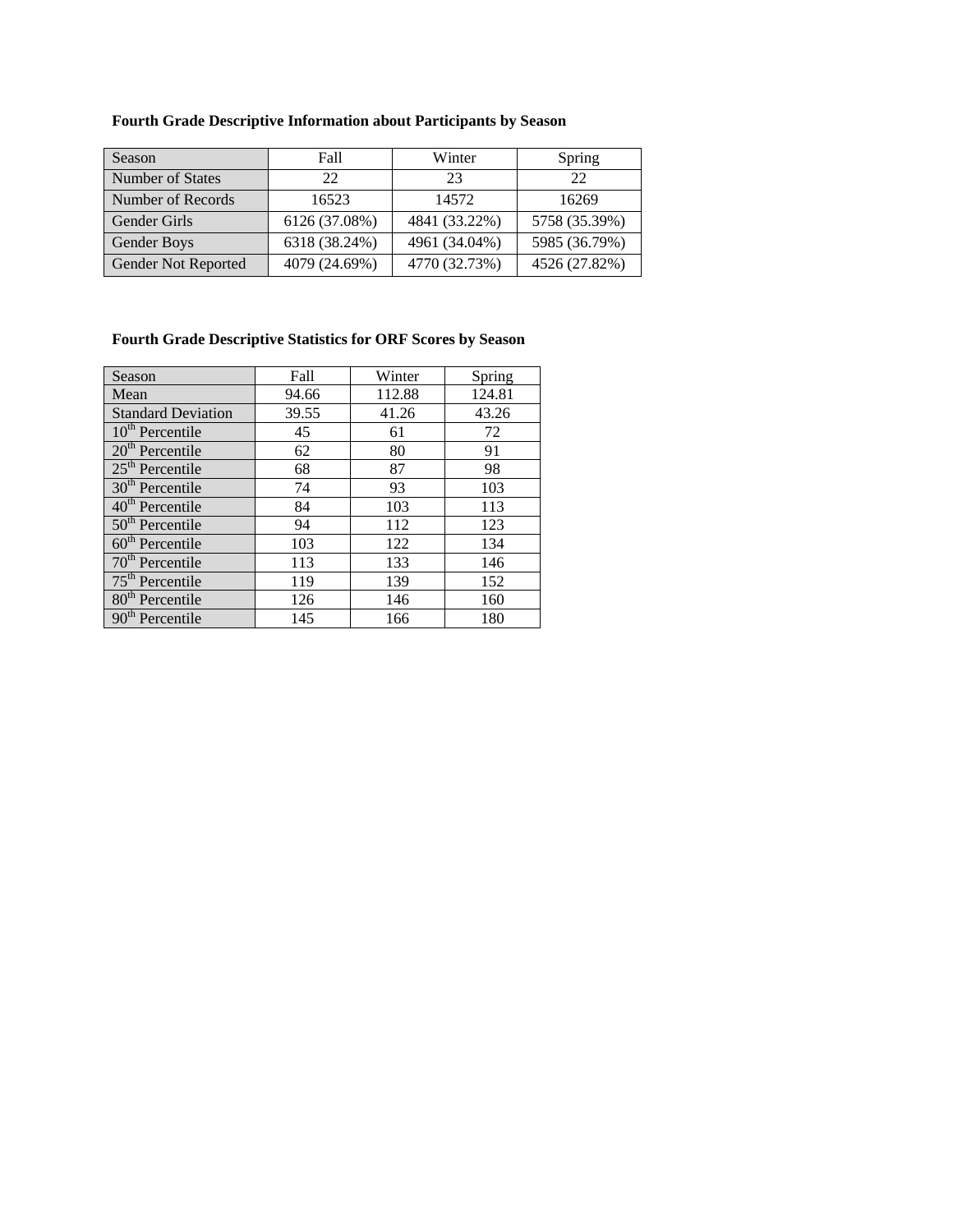**Fourth Grade Descriptive Information about Participants by Season**

| Season | Fall | Winter | Spring |
|---|---|---|---|
| Number of States | 22 | 23 | 22 |
| Number of Records | 16523 | 14572 | 16269 |
| Gender Girls | 6126 (37.08%) | 4841 (33.22%) | 5758 (35.39%) |
| Gender Boys | 6318 (38.24%) | 4961 (34.04%) | 5985 (36.79%) |
| Gender Not Reported | 4079 (24.69%) | 4770 (32.73%) | 4526 (27.82%) |

**Fourth Grade Descriptive Statistics for ORF Scores by Season**

| Season | Fall | Winter | Spring |
|---|---|---|---|
| Mean | 94.66 | 112.88 | 124.81 |
| Standard Deviation | 39.55 | 41.26 | 43.26 |
| 10th Percentile | 45 | 61 | 72 |
| 20th Percentile | 62 | 80 | 91 |
| 25th Percentile | 68 | 87 | 98 |
| 30th Percentile | 74 | 93 | 103 |
| 40th Percentile | 84 | 103 | 113 |
| 50th Percentile | 94 | 112 | 123 |
| 60th Percentile | 103 | 122 | 134 |
| 70th Percentile | 113 | 133 | 146 |
| 75th Percentile | 119 | 139 | 152 |
| 80th Percentile | 126 | 146 | 160 |
| 90th Percentile | 145 | 166 | 180 |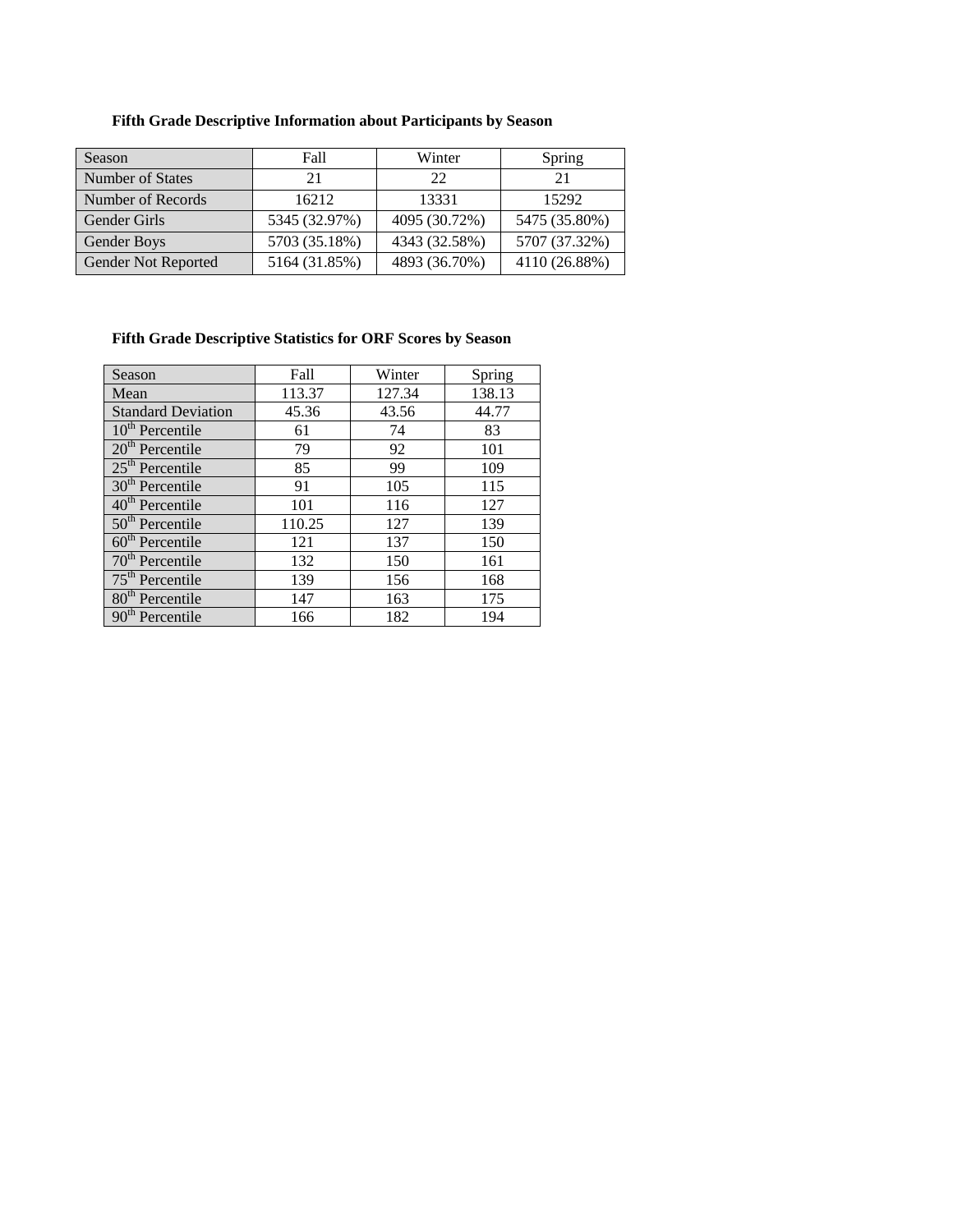**Fifth Grade Descriptive Information about Participants by Season**

| Season | Fall | Winter | Spring |
| --- | --- | --- | --- |
| Number of States | 21 | 22 | 21 |
| Number of Records | 16212 | 13331 | 15292 |
| Gender Girls | 5345 (32.97%) | 4095 (30.72%) | 5475 (35.80%) |
| Gender Boys | 5703 (35.18%) | 4343 (32.58%) | 5707 (37.32%) |
| Gender Not Reported | 5164 (31.85%) | 4893 (36.70%) | 4110 (26.88%) |

**Fifth Grade Descriptive Statistics for ORF Scores by Season**

| Season | Fall | Winter | Spring |
| --- | --- | --- | --- |
| Mean | 113.37 | 127.34 | 138.13 |
| Standard Deviation | 45.36 | 43.56 | 44.77 |
| 10th Percentile | 61 | 74 | 83 |
| 20th Percentile | 79 | 92 | 101 |
| 25th Percentile | 85 | 99 | 109 |
| 30th Percentile | 91 | 105 | 115 |
| 40th Percentile | 101 | 116 | 127 |
| 50th Percentile | 110.25 | 127 | 139 |
| 60th Percentile | 121 | 137 | 150 |
| 70th Percentile | 132 | 150 | 161 |
| 75th Percentile | 139 | 156 | 168 |
| 80th Percentile | 147 | 163 | 175 |
| 90th Percentile | 166 | 182 | 194 |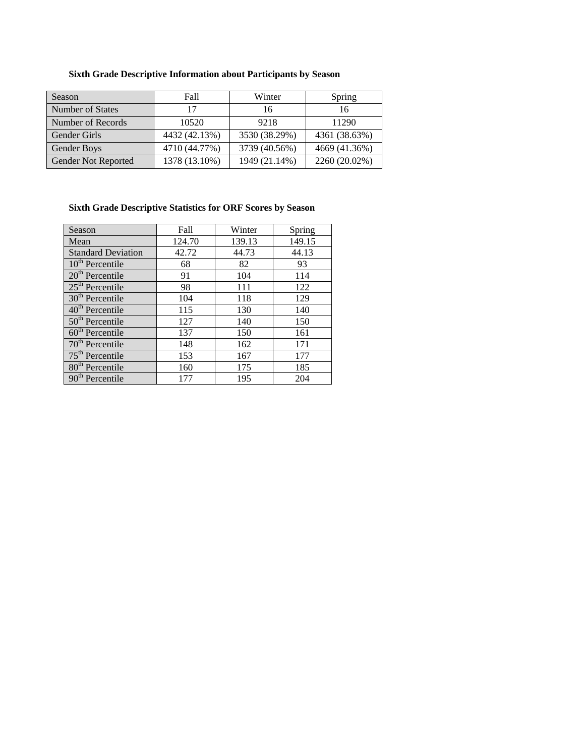**Sixth Grade Descriptive Information about Participants by Season**

| Season | Fall | Winter | Spring |
|---|---|---|---|
| Number of States | 17 | 16 | 16 |
| Number of Records | 10520 | 9218 | 11290 |
| Gender Girls | 4432 (42.13%) | 3530 (38.29%) | 4361 (38.63%) |
| Gender Boys | 4710 (44.77%) | 3739 (40.56%) | 4669 (41.36%) |
| Gender Not Reported | 1378 (13.10%) | 1949 (21.14%) | 2260 (20.02%) |

**Sixth Grade Descriptive Statistics for ORF Scores by Season**

| Season | Fall | Winter | Spring |
|---|---|---|---|
| Mean | 124.70 | 139.13 | 149.15 |
| Standard Deviation | 42.72 | 44.73 | 44.13 |
| 10th Percentile | 68 | 82 | 93 |
| 20th Percentile | 91 | 104 | 114 |
| 25th Percentile | 98 | 111 | 122 |
| 30th Percentile | 104 | 118 | 129 |
| 40th Percentile | 115 | 130 | 140 |
| 50th Percentile | 127 | 140 | 150 |
| 60th Percentile | 137 | 150 | 161 |
| 70th Percentile | 148 | 162 | 171 |
| 75th Percentile | 153 | 167 | 177 |
| 80th Percentile | 160 | 175 | 185 |
| 90th Percentile | 177 | 195 | 204 |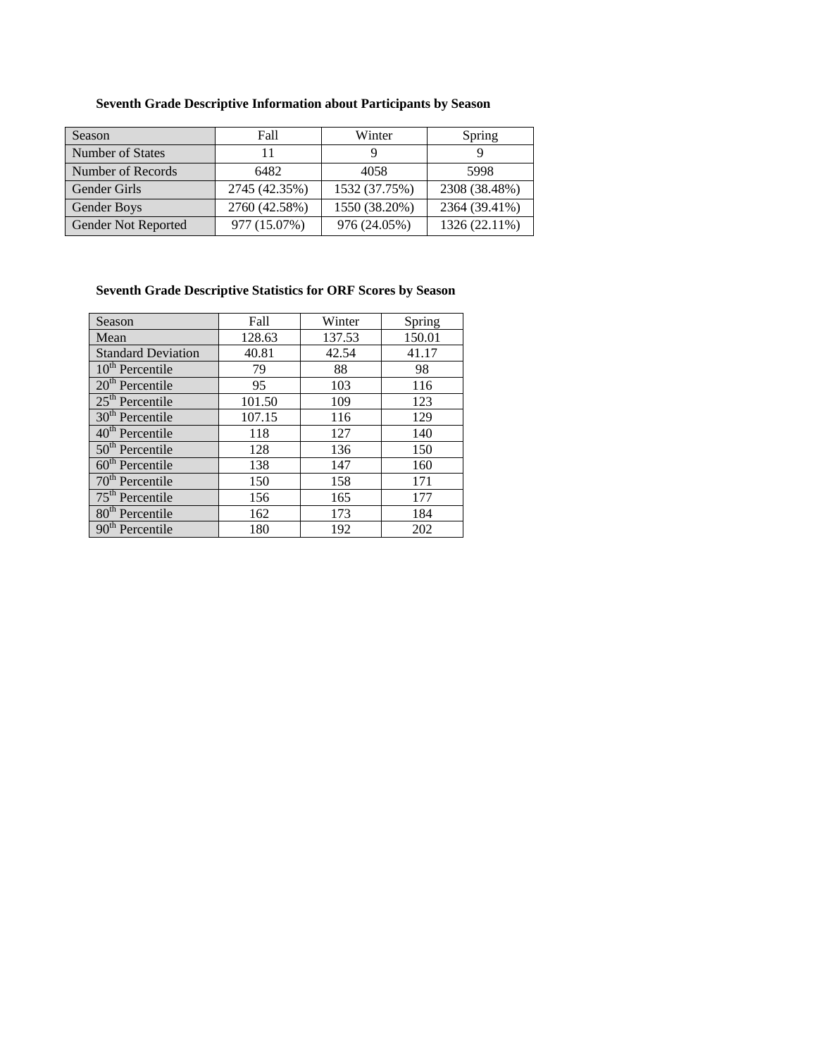**Seventh Grade Descriptive Information about Participants by Season**

| Season | Fall | Winter | Spring |
|---|---|---|---|
| Number of States | 11 | 9 | 9 |
| Number of Records | 6482 | 4058 | 5998 |
| Gender Girls | 2745 (42.35%) | 1532 (37.75%) | 2308 (38.48%) |
| Gender Boys | 2760 (42.58%) | 1550 (38.20%) | 2364 (39.41%) |
| Gender Not Reported | 977 (15.07%) | 976 (24.05%) | 1326 (22.11%) |

**Seventh Grade Descriptive Statistics for ORF Scores by Season**

| Season | Fall | Winter | Spring |
|---|---|---|---|
| Mean | 128.63 | 137.53 | 150.01 |
| Standard Deviation | 40.81 | 42.54 | 41.17 |
| 10th Percentile | 79 | 88 | 98 |
| 20th Percentile | 95 | 103 | 116 |
| 25th Percentile | 101.50 | 109 | 123 |
| 30th Percentile | 107.15 | 116 | 129 |
| 40th Percentile | 118 | 127 | 140 |
| 50th Percentile | 128 | 136 | 150 |
| 60th Percentile | 138 | 147 | 160 |
| 70th Percentile | 150 | 158 | 171 |
| 75th Percentile | 156 | 165 | 177 |
| 80th Percentile | 162 | 173 | 184 |
| 90th Percentile | 180 | 192 | 202 |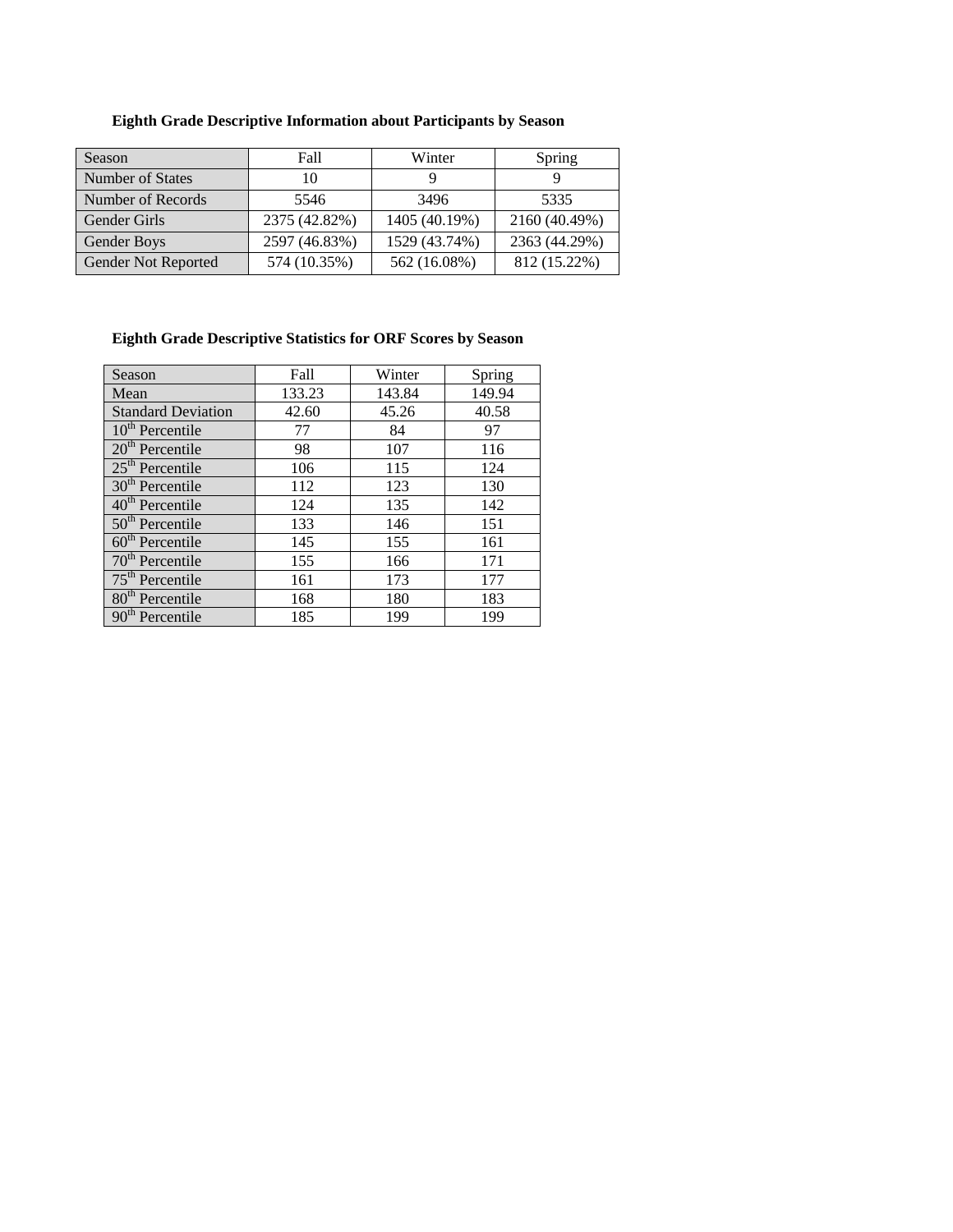**Eighth Grade Descriptive Information about Participants by Season**

| Season | Fall | Winter | Spring |
|---|---|---|---|
| Number of States | 10 | 9 | 9 |
| Number of Records | 5546 | 3496 | 5335 |
| Gender Girls | 2375 (42.82%) | 1405 (40.19%) | 2160 (40.49%) |
| Gender Boys | 2597 (46.83%) | 1529 (43.74%) | 2363 (44.29%) |
| Gender Not Reported | 574 (10.35%) | 562 (16.08%) | 812 (15.22%) |

**Eighth Grade Descriptive Statistics for ORF Scores by Season**

| Season | Fall | Winter | Spring |
|---|---|---|---|
| Mean | 133.23 | 143.84 | 149.94 |
| Standard Deviation | 42.60 | 45.26 | 40.58 |
| 10th Percentile | 77 | 84 | 97 |
| 20th Percentile | 98 | 107 | 116 |
| 25th Percentile | 106 | 115 | 124 |
| 30th Percentile | 112 | 123 | 130 |
| 40th Percentile | 124 | 135 | 142 |
| 50th Percentile | 133 | 146 | 151 |
| 60th Percentile | 145 | 155 | 161 |
| 70th Percentile | 155 | 166 | 171 |
| 75th Percentile | 161 | 173 | 177 |
| 80th Percentile | 168 | 180 | 183 |
| 90th Percentile | 185 | 199 | 199 |